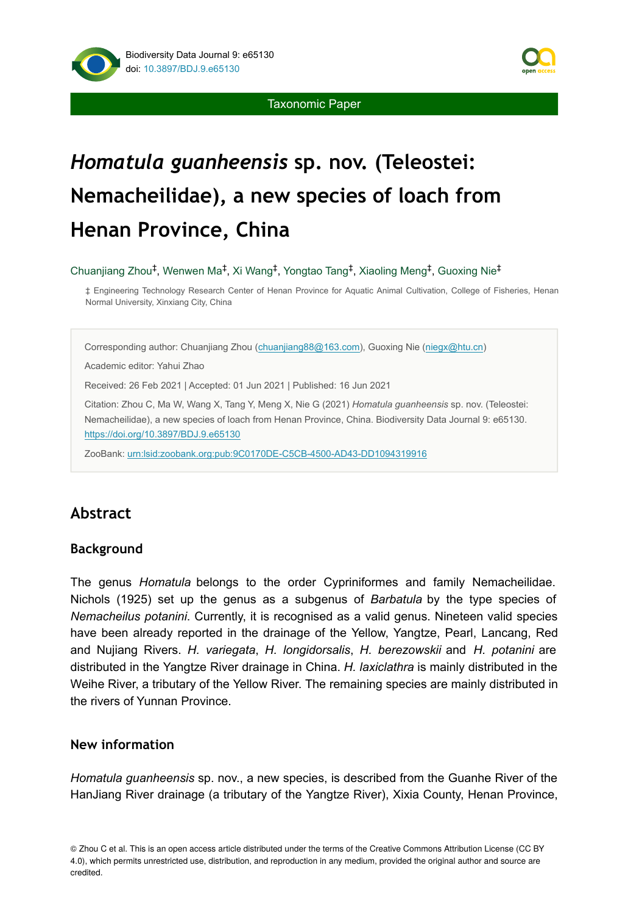Taxonomic Paper

# *Homatula guanheensis* sp. nov. (Teleostei: Nemacheilidae), a new species of loach from Henan Province, China

Chuanjiang Zhou[‡], Wenwen Ma[‡], Xi Wang[‡], Yongtao Tang[‡], Xiaoling Meng[‡], Guoxing Nie[‡]

‡ Engineering Technology Research Center of Henan Province for Aquatic Animal Cultivation, College of Fisheries, Henan Normal University, Xinxiang City, China

Corresponding author: Chuanjiang Zhou (chuanjiang88@163.com), Guoxing Nie (niegx@htu.cn)

Academic editor: Yahui Zhao

Received: 26 Feb 2021 | Accepted: 01 Jun 2021 | Published: 16 Jun 2021

Citation: Zhou C, Ma W, Wang X, Tang Y, Meng X, Nie G (2021) *Homatula guanheensis* sp. nov. (Teleostei: Nemacheilidae), a new species of loach from Henan Province, China. Biodiversity Data Journal 9: e65130. https://doi.org/10.3897/BDJ.9.e65130

ZooBank: urn:lsid:zoobank.org:pub:9C0170DE-C5CB-4500-AD43-DD1094319916

## Abstract

### Background

The genus *Homatula* belongs to the order Cypriniformes and family Nemacheilidae. Nichols (1925) set up the genus as a subgenus of *Barbatula* by the type species of *Nemacheilus potanini*. Currently, it is recognised as a valid genus. Nineteen valid species have been already reported in the drainage of the Yellow, Yangtze, Pearl, Lancang, Red and Nujiang Rivers. *H. variegata*, *H. longidorsalis*, *H. berezowskii* and *H. potanini* are distributed in the Yangtze River drainage in China. *H. laxiclathra* is mainly distributed in the Weihe River, a tributary of the Yellow River. The remaining species are mainly distributed in the rivers of Yunnan Province.

### New information

*Homatula guanheensis* sp. nov., a new species, is described from the Guanhe River of the HanJiang River drainage (a tributary of the Yangtze River), Xixia County, Henan Province,

© Zhou C et al. This is an open access article distributed under the terms of the Creative Commons Attribution License (CC BY 4.0), which permits unrestricted use, distribution, and reproduction in any medium, provided the original author and source are credited.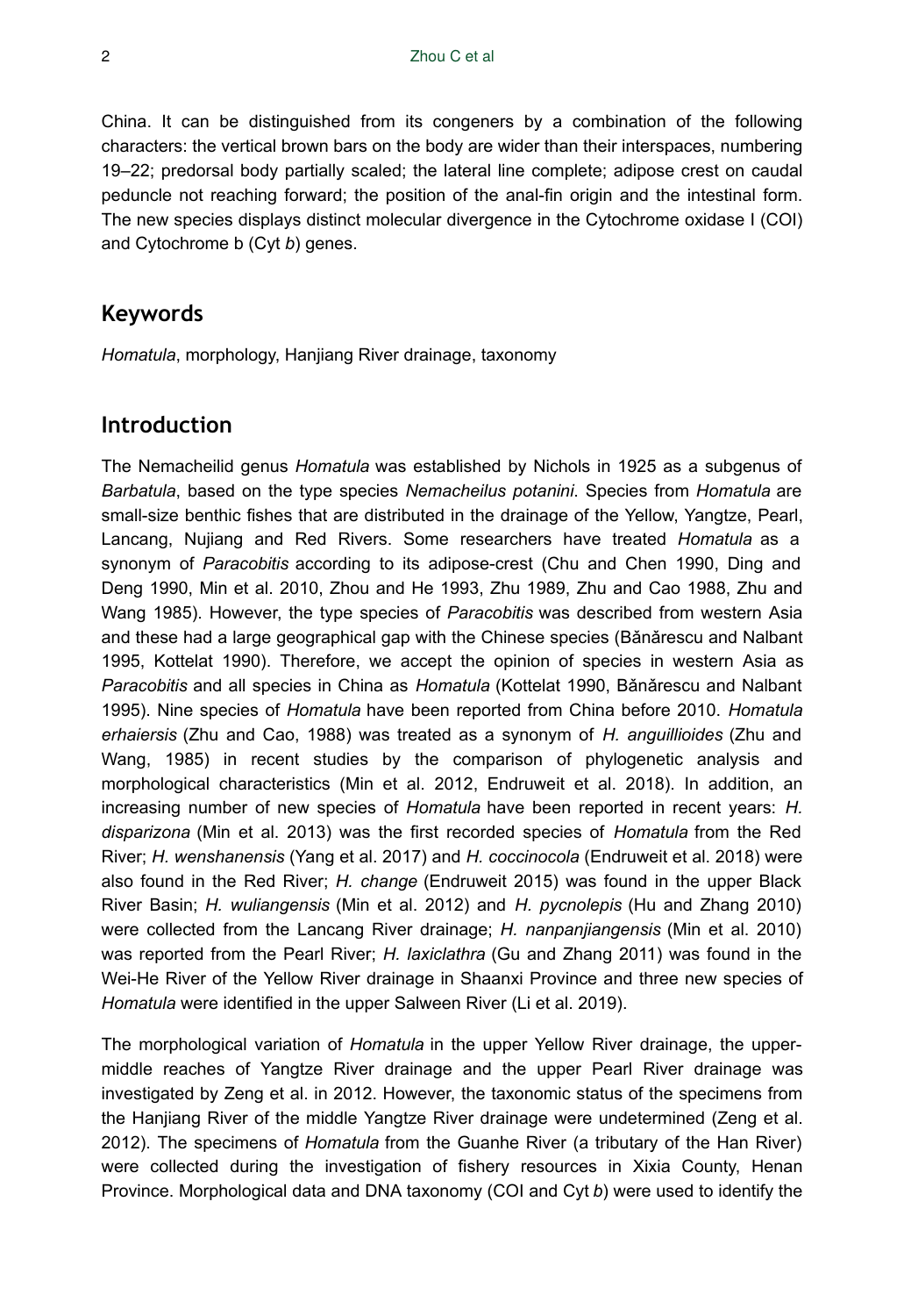China. It can be distinguished from its congeners by a combination of the following characters: the vertical brown bars on the body are wider than their interspaces, numbering 19–22; predorsal body partially scaled; the lateral line complete; adipose crest on caudal peduncle not reaching forward; the position of the anal-fin origin and the intestinal form. The new species displays distinct molecular divergence in the Cytochrome oxidase I (COI) and Cytochrome b (Cyt *b*) genes.

## Keywords

*Homatula*, morphology, Hanjiang River drainage, taxonomy

## Introduction

The Nemacheilid genus *Homatula* was established by Nichols in 1925 as a subgenus of *Barbatula*, based on the type species *Nemacheilus potanini*. Species from *Homatula* are small-size benthic fishes that are distributed in the drainage of the Yellow, Yangtze, Pearl, Lancang, Nujiang and Red Rivers. Some researchers have treated *Homatula* as a synonym of *Paracobitis* according to its adipose-crest (Chu and Chen 1990, Ding and Deng 1990, Min et al. 2010, Zhou and He 1993, Zhu 1989, Zhu and Cao 1988, Zhu and Wang 1985). However, the type species of *Paracobitis* was described from western Asia and these had a large geographical gap with the Chinese species (Bănărescu and Nalbant 1995, Kottelat 1990). Therefore, we accept the opinion of species in western Asia as *Paracobitis* and all species in China as *Homatula* (Kottelat 1990, Bănărescu and Nalbant 1995). Nine species of *Homatula* have been reported from China before 2010. *Homatula erhaiersis* (Zhu and Cao, 1988) was treated as a synonym of *H. anguillioides* (Zhu and Wang, 1985) in recent studies by the comparison of phylogenetic analysis and morphological characteristics (Min et al. 2012, Endruweit et al. 2018). In addition, an increasing number of new species of *Homatula* have been reported in recent years: *H. disparizona* (Min et al. 2013) was the first recorded species of *Homatula* from the Red River; *H. wenshanensis* (Yang et al. 2017) and *H. coccinocola* (Endruweit et al. 2018) were also found in the Red River; *H. change* (Endruweit 2015) was found in the upper Black River Basin; *H. wuliangensis* (Min et al. 2012) and *H. pycnolepis* (Hu and Zhang 2010) were collected from the Lancang River drainage; *H. nanpanjiangensis* (Min et al. 2010) was reported from the Pearl River; *H. laxiclathra* (Gu and Zhang 2011) was found in the Wei-He River of the Yellow River drainage in Shaanxi Province and three new species of *Homatula* were identified in the upper Salween River (Li et al. 2019).

The morphological variation of *Homatula* in the upper Yellow River drainage, the upper-middle reaches of Yangtze River drainage and the upper Pearl River drainage was investigated by Zeng et al. in 2012. However, the taxonomic status of the specimens from the Hanjiang River of the middle Yangtze River drainage were undetermined (Zeng et al. 2012). The specimens of *Homatula* from the Guanhe River (a tributary of the Han River) were collected during the investigation of fishery resources in Xixia County, Henan Province. Morphological data and DNA taxonomy (COI and Cyt *b*) were used to identify the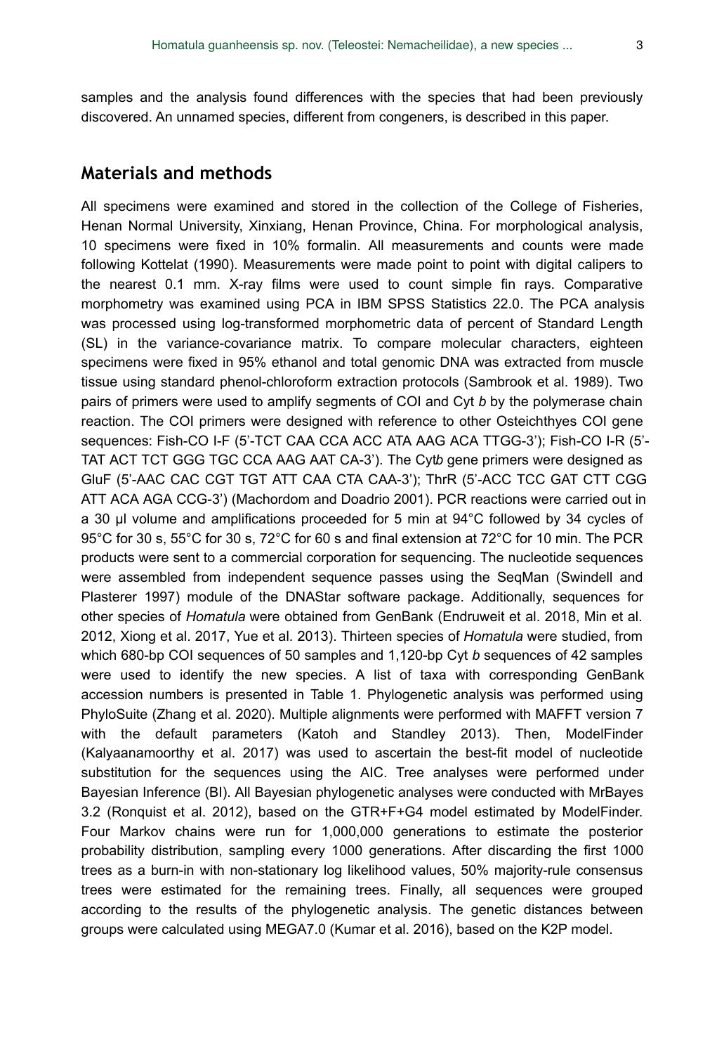samples and the analysis found differences with the species that had been previously discovered. An unnamed species, different from congeners, is described in this paper.

## Materials and methods

All specimens were examined and stored in the collection of the College of Fisheries, Henan Normal University, Xinxiang, Henan Province, China. For morphological analysis, 10 specimens were fixed in 10% formalin. All measurements and counts were made following Kottelat (1990). Measurements were made point to point with digital calipers to the nearest 0.1 mm. X-ray films were used to count simple fin rays. Comparative morphometry was examined using PCA in IBM SPSS Statistics 22.0. The PCA analysis was processed using log-transformed morphometric data of percent of Standard Length (SL) in the variance-covariance matrix. To compare molecular characters, eighteen specimens were fixed in 95% ethanol and total genomic DNA was extracted from muscle tissue using standard phenol-chloroform extraction protocols (Sambrook et al. 1989). Two pairs of primers were used to amplify segments of COI and Cyt *b* by the polymerase chain reaction. The COI primers were designed with reference to other Osteichthyes COI gene sequences: Fish-CO I-F (5'-TCT CAA CCA ACC ATA AAG ACA TTGG-3'); Fish-CO I-R (5'-TAT ACT TCT GGG TGC CCA AAG AAT CA-3'). The Cyt*b* gene primers were designed as GluF (5'-AAC CAC CGT TGT ATT CAA CTA CAA-3'); ThrR (5'-ACC TCC GAT CTT CGG ATT ACA AGA CCG-3') (Machordom and Doadrio 2001). PCR reactions were carried out in a 30 µl volume and amplifications proceeded for 5 min at 94°C followed by 34 cycles of 95°C for 30 s, 55°C for 30 s, 72°C for 60 s and final extension at 72°C for 10 min. The PCR products were sent to a commercial corporation for sequencing. The nucleotide sequences were assembled from independent sequence passes using the SeqMan (Swindell and Plasterer 1997) module of the DNAStar software package. Additionally, sequences for other species of *Homatula* were obtained from GenBank (Endruweit et al. 2018, Min et al. 2012, Xiong et al. 2017, Yue et al. 2013). Thirteen species of *Homatula* were studied, from which 680-bp COI sequences of 50 samples and 1,120-bp Cyt *b* sequences of 42 samples were used to identify the new species. A list of taxa with corresponding GenBank accession numbers is presented in Table 1. Phylogenetic analysis was performed using PhyloSuite (Zhang et al. 2020). Multiple alignments were performed with MAFFT version 7 with the default parameters (Katoh and Standley 2013). Then, ModelFinder (Kalyaanamoorthy et al. 2017) was used to ascertain the best-fit model of nucleotide substitution for the sequences using the AIC. Tree analyses were performed under Bayesian Inference (BI). All Bayesian phylogenetic analyses were conducted with MrBayes 3.2 (Ronquist et al. 2012), based on the GTR+F+G4 model estimated by ModelFinder. Four Markov chains were run for 1,000,000 generations to estimate the posterior probability distribution, sampling every 1000 generations. After discarding the first 1000 trees as a burn-in with non-stationary log likelihood values, 50% majority-rule consensus trees were estimated for the remaining trees. Finally, all sequences were grouped according to the results of the phylogenetic analysis. The genetic distances between groups were calculated using MEGA7.0 (Kumar et al. 2016), based on the K2P model.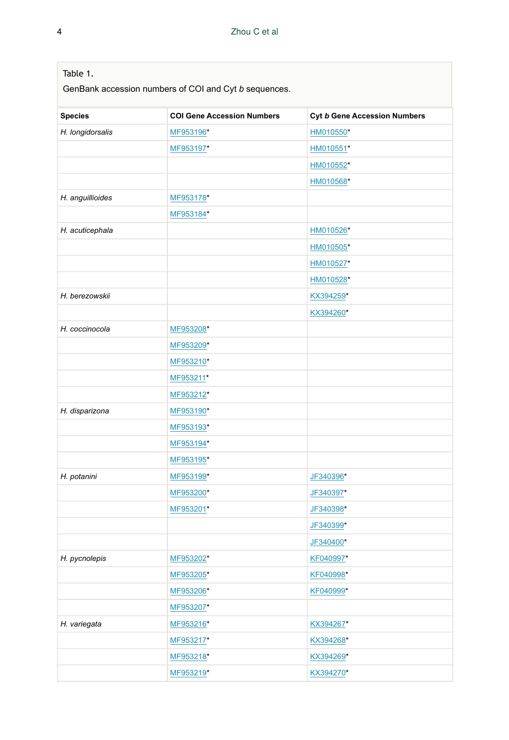Table 1.

GenBank accession numbers of COI and Cyt *b* sequences.

| Species | COI Gene Accession Numbers | Cyt *b* Gene Accession Numbers |
| --- | --- | --- |
| *H. longidorsalis* | MF953196* | HM010550* |
| | MF953197* | HM010551* |
| | | HM010552* |
| | | HM010568* |
| *H. anguillioides* | MF953178* | |
| | MF953184* | |
| *H. acuticephala* | | HM010526* |
| | | HM010505* |
| | | HM010527* |
| | | HM010528* |
| *H. berezowskii* | | KX394259* |
| | | KX394260* |
| *H. coccinocola* | MF953208* | |
| | MF953209* | |
| | MF953210* | |
| | MF953211* | |
| | MF953212* | |
| *H. disparizona* | MF953190* | |
| | MF953193* | |
| | MF953194* | |
| | MF953195* | |
| *H. potanini* | MF953199* | JF340396* |
| | MF953200* | JF340397* |
| | MF953201* | JF340398* |
| | | JF340399* |
| | | JF340400* |
| *H. pycnolepis* | MF953202* | KF040997* |
| | MF953205* | KF040998* |
| | MF953206* | KF040999* |
| | MF953207* | |
| *H. variegata* | MF953216* | KX394267* |
| | MF953217* | KX394268* |
| | MF953218* | KX394269* |
| | MF953219* | KX394270* |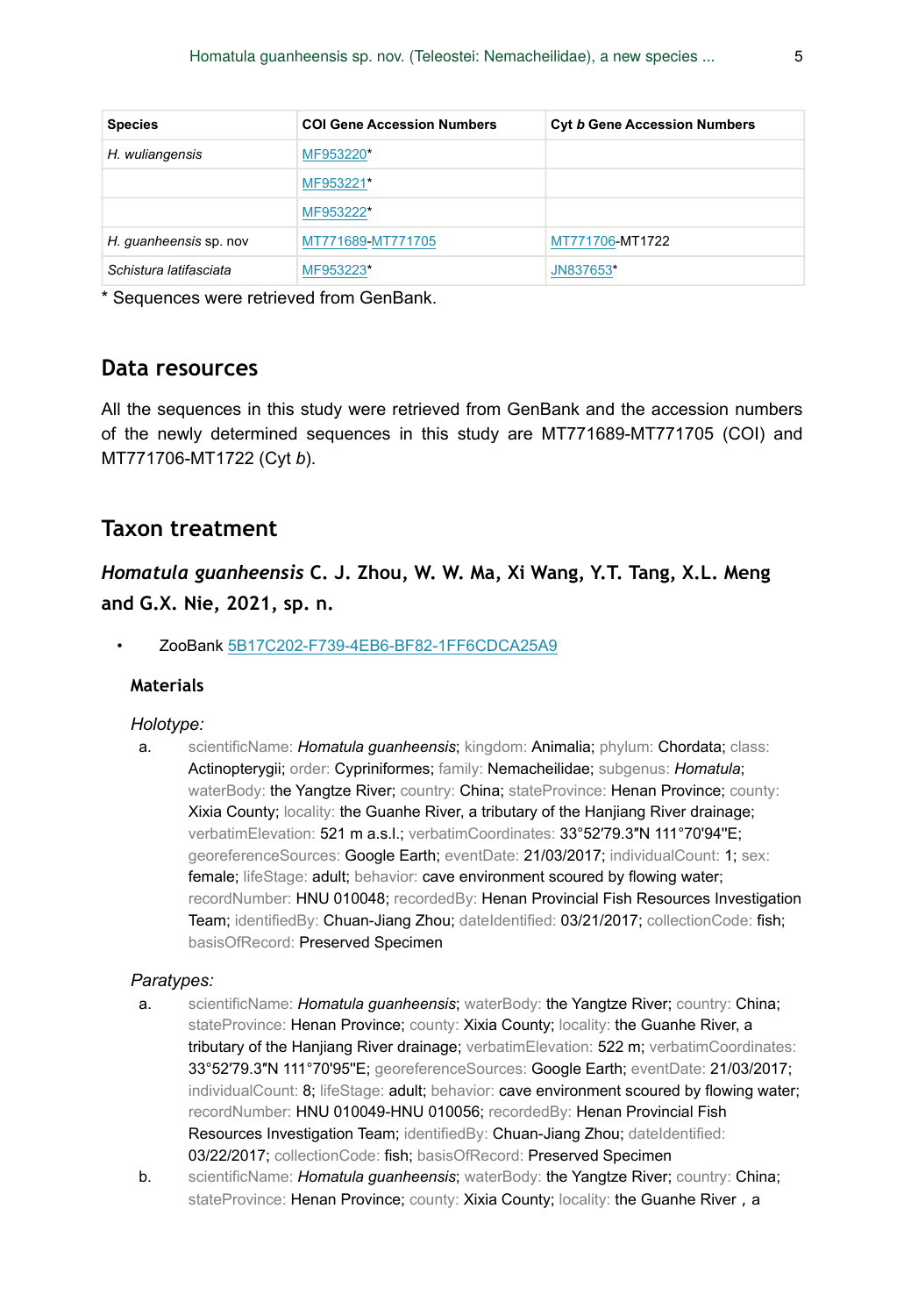| Species | COI Gene Accession Numbers | Cyt *b* Gene Accession Numbers |
|---|---|---|
| *H. wuliangensis* | MF953220* | |
| | MF953221* | |
| | MF953222* | |
| *H. guanheensis* sp. nov | MT771689-MT771705 | MT771706-MT1722 |
| *Schistura latifasciata* | MF953223* | JN837653* |

* Sequences were retrieved from GenBank.

## Data resources

All the sequences in this study were retrieved from GenBank and the accession numbers of the newly determined sequences in this study are MT771689-MT771705 (COI) and MT771706-MT1722 (Cyt *b*).

## Taxon treatment

### *Homatula guanheensis* C. J. Zhou, W. W. Ma, Xi Wang, Y.T. Tang, X.L. Meng and G.X. Nie, 2021, sp. n.

- ZooBank 5B17C202-F739-4EB6-BF82-1FF6CDCA25A9

#### Materials

*Holotype:*

a. scientificName: *Homatula guanheensis*; kingdom: Animalia; phylum: Chordata; class: Actinopterygii; order: Cypriniformes; family: Nemacheilidae; subgenus: *Homatula*; waterBody: the Yangtze River; country: China; stateProvince: Henan Province; county: Xixia County; locality: the Guanhe River, a tributary of the Hanjiang River drainage; verbatimElevation: 521 m a.s.l.; verbatimCoordinates: 33°52'79.3″N 111°70'94"E; georeferenceSources: Google Earth; eventDate: 21/03/2017; individualCount: 1; sex: female; lifeStage: adult; behavior: cave environment scoured by flowing water; recordNumber: HNU 010048; recordedBy: Henan Provincial Fish Resources Investigation Team; identifiedBy: Chuan-Jiang Zhou; dateIdentified: 03/21/2017; collectionCode: fish; basisOfRecord: Preserved Specimen

*Paratypes:*

a. scientificName: *Homatula guanheensis*; waterBody: the Yangtze River; country: China; stateProvince: Henan Province; county: Xixia County; locality: the Guanhe River, a tributary of the Hanjiang River drainage; verbatimElevation: 522 m; verbatimCoordinates: 33°52'79.3″N 111°70'95"E; georeferenceSources: Google Earth; eventDate: 21/03/2017; individualCount: 8; lifeStage: adult; behavior: cave environment scoured by flowing water; recordNumber: HNU 010049-HNU 010056; recordedBy: Henan Provincial Fish Resources Investigation Team; identifiedBy: Chuan-Jiang Zhou; dateIdentified: 03/22/2017; collectionCode: fish; basisOfRecord: Preserved Specimen

b. scientificName: *Homatula guanheensis*; waterBody: the Yangtze River; country: China; stateProvince: Henan Province; county: Xixia County; locality: the Guanhe River , a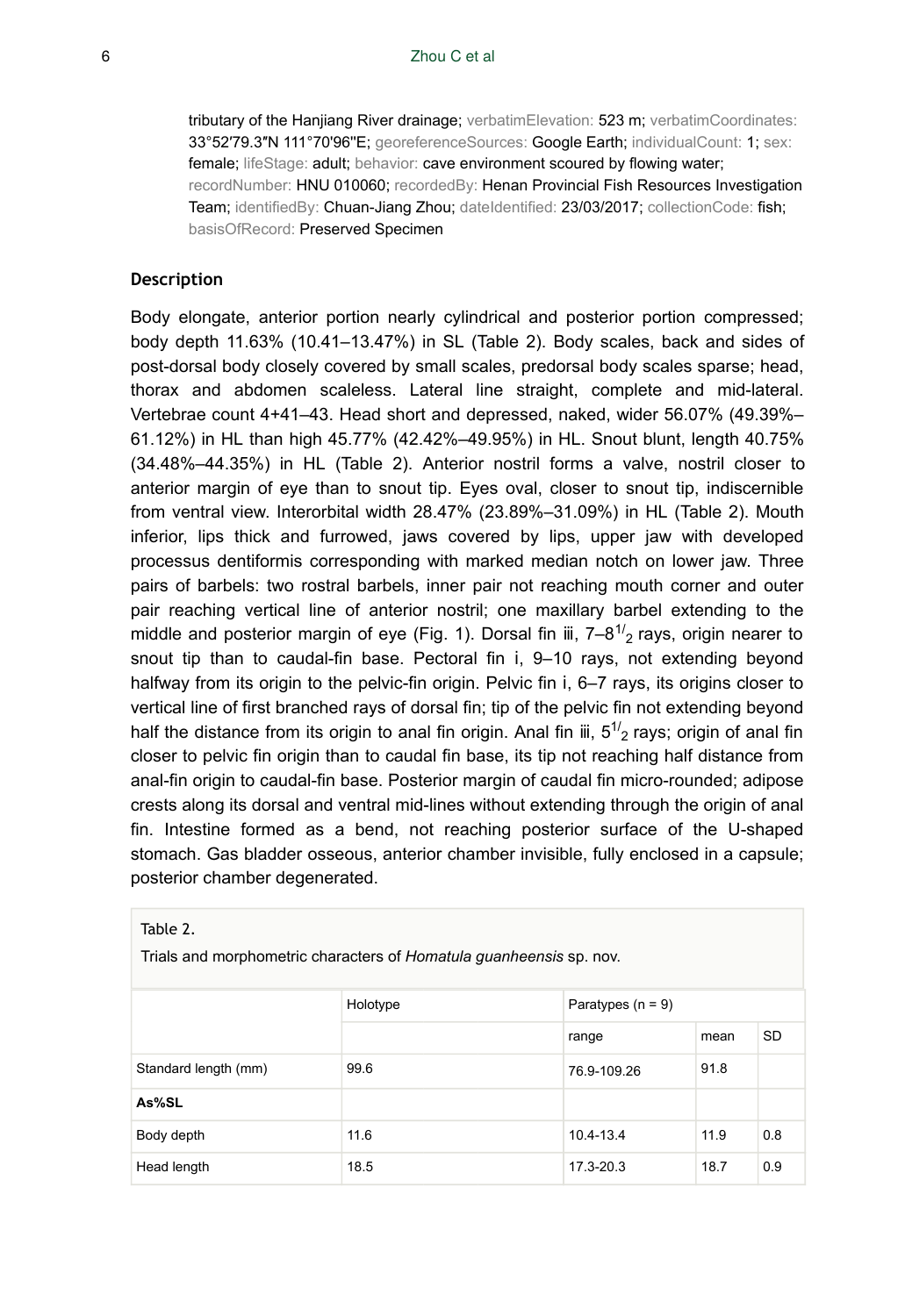tributary of the Hanjiang River drainage; verbatimElevation: 523 m; verbatimCoordinates: 33°52′79.3″N 111°70'96"E; georeferenceSources: Google Earth; individualCount: 1; sex: female; lifeStage: adult; behavior: cave environment scoured by flowing water; recordNumber: HNU 010060; recordedBy: Henan Provincial Fish Resources Investigation Team; identifiedBy: Chuan-Jiang Zhou; dateIdentified: 23/03/2017; collectionCode: fish; basisOfRecord: Preserved Specimen

### Description

Body elongate, anterior portion nearly cylindrical and posterior portion compressed; body depth 11.63% (10.41–13.47%) in SL (Table 2). Body scales, back and sides of post-dorsal body closely covered by small scales, predorsal body scales sparse; head, thorax and abdomen scaleless. Lateral line straight, complete and mid-lateral. Vertebrae count 4+41–43. Head short and depressed, naked, wider 56.07% (49.39%–61.12%) in HL than high 45.77% (42.42%–49.95%) in HL. Snout blunt, length 40.75% (34.48%–44.35%) in HL (Table 2). Anterior nostril forms a valve, nostril closer to anterior margin of eye than to snout tip. Eyes oval, closer to snout tip, indiscernible from ventral view. Interorbital width 28.47% (23.89%–31.09%) in HL (Table 2). Mouth inferior, lips thick and furrowed, jaws covered by lips, upper jaw with developed processus dentiformis corresponding with marked median notch on lower jaw. Three pairs of barbels: two rostral barbels, inner pair not reaching mouth corner and outer pair reaching vertical line of anterior nostril; one maxillary barbel extending to the middle and posterior margin of eye (Fig. 1). Dorsal fin iii, 7–8$^{1/}{}_2$ rays, origin nearer to snout tip than to caudal-fin base. Pectoral fin i, 9–10 rays, not extending beyond halfway from its origin to the pelvic-fin origin. Pelvic fin i, 6–7 rays, its origins closer to vertical line of first branched rays of dorsal fin; tip of the pelvic fin not extending beyond half the distance from its origin to anal fin origin. Anal fin iii, 5$^{1/}{}_2$ rays; origin of anal fin closer to pelvic fin origin than to caudal fin base, its tip not reaching half distance from anal-fin origin to caudal-fin base. Posterior margin of caudal fin micro-rounded; adipose crests along its dorsal and ventral mid-lines without extending through the origin of anal fin. Intestine formed as a bend, not reaching posterior surface of the U-shaped stomach. Gas bladder osseous, anterior chamber invisible, fully enclosed in a capsule; posterior chamber degenerated.

Table 2.

Trials and morphometric characters of *Homatula guanheensis* sp. nov.

| | Holotype | Paratypes (n = 9) | | |
|---|---|---|---|---|
| | | range | mean | SD |
| Standard length (mm) | 99.6 | 76.9-109.26 | 91.8 | |
| **As%SL** | | | | |
| Body depth | 11.6 | 10.4-13.4 | 11.9 | 0.8 |
| Head length | 18.5 | 17.3-20.3 | 18.7 | 0.9 |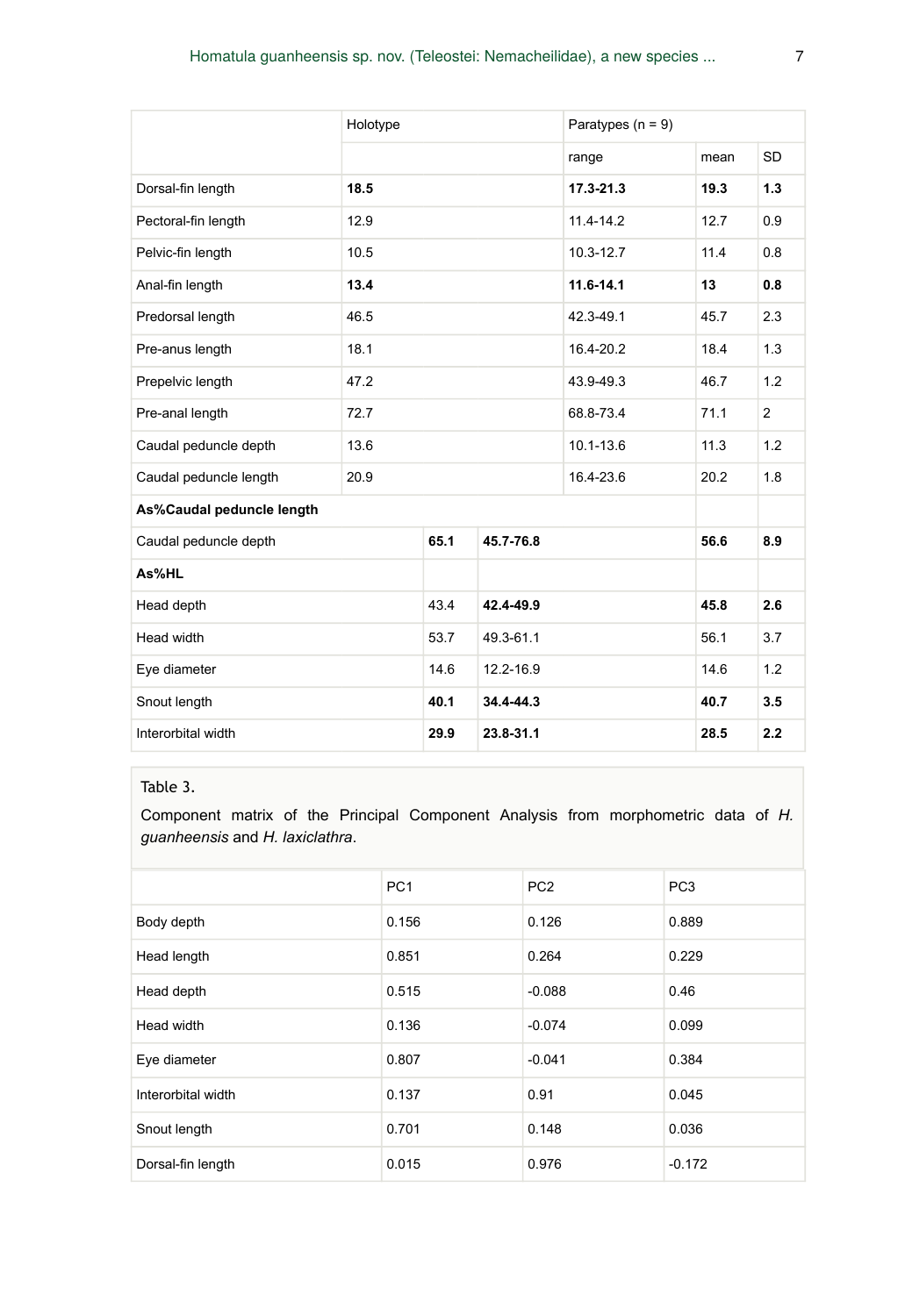| | Holotype | Paratypes (n = 9) | | |
|---|---|---|---|---|
| | | range | mean | SD |
| Dorsal-fin length | **18.5** | **17.3-21.3** | **19.3** | **1.3** |
| Pectoral-fin length | 12.9 | 11.4-14.2 | 12.7 | 0.9 |
| Pelvic-fin length | 10.5 | 10.3-12.7 | 11.4 | 0.8 |
| Anal-fin length | **13.4** | **11.6-14.1** | **13** | **0.8** |
| Predorsal length | 46.5 | 42.3-49.1 | 45.7 | 2.3 |
| Pre-anus length | 18.1 | 16.4-20.2 | 18.4 | 1.3 |
| Prepelvic length | 47.2 | 43.9-49.3 | 46.7 | 1.2 |
| Pre-anal length | 72.7 | 68.8-73.4 | 71.1 | 2 |
| Caudal peduncle depth | 13.6 | 10.1-13.6 | 11.3 | 1.2 |
| Caudal peduncle length | 20.9 | 16.4-23.6 | 20.2 | 1.8 |
| **As%Caudal peduncle length** | | | | |
| Caudal peduncle depth | **65.1** | **45.7-76.8** | **56.6** | **8.9** |
| **As%HL** | | | | |
| Head depth | 43.4 | **42.4-49.9** | **45.8** | **2.6** |
| Head width | 53.7 | 49.3-61.1 | 56.1 | 3.7 |
| Eye diameter | 14.6 | 12.2-16.9 | 14.6 | 1.2 |
| Snout length | **40.1** | **34.4-44.3** | **40.7** | **3.5** |
| Interorbital width | **29.9** | **23.8-31.1** | **28.5** | **2.2** |

Table 3.

Component matrix of the Principal Component Analysis from morphometric data of *H. guanheensis* and *H. laxiclathra*.

| | PC1 | PC2 | PC3 |
|---|---|---|---|
| Body depth | 0.156 | 0.126 | 0.889 |
| Head length | 0.851 | 0.264 | 0.229 |
| Head depth | 0.515 | -0.088 | 0.46 |
| Head width | 0.136 | -0.074 | 0.099 |
| Eye diameter | 0.807 | -0.041 | 0.384 |
| Interorbital width | 0.137 | 0.91 | 0.045 |
| Snout length | 0.701 | 0.148 | 0.036 |
| Dorsal-fin length | 0.015 | 0.976 | -0.172 |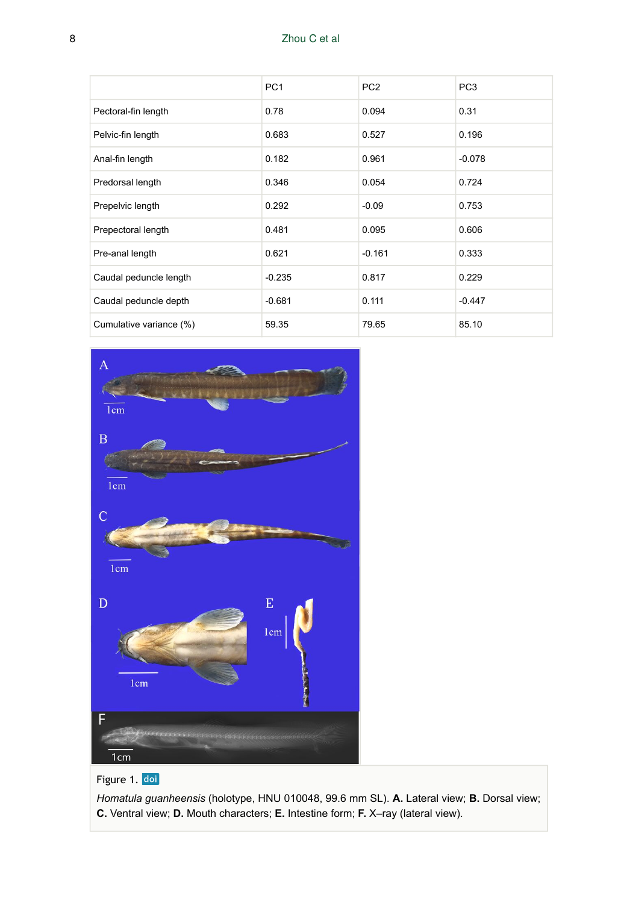|  | PC1 | PC2 | PC3 |
|---|---|---|---|
| Pectoral-fin length | 0.78 | 0.094 | 0.31 |
| Pelvic-fin length | 0.683 | 0.527 | 0.196 |
| Anal-fin length | 0.182 | 0.961 | -0.078 |
| Predorsal length | 0.346 | 0.054 | 0.724 |
| Prepelvic length | 0.292 | -0.09 | 0.753 |
| Prepectoral length | 0.481 | 0.095 | 0.606 |
| Pre-anal length | 0.621 | -0.161 | 0.333 |
| Caudal peduncle length | -0.235 | 0.817 | 0.229 |
| Caudal peduncle depth | -0.681 | 0.111 | -0.447 |
| Cumulative variance (%) | 59.35 | 79.65 | 85.10 |

Figure 1. doi

*Homatula guanheensis* (holotype, HNU 010048, 99.6 mm SL). **A.** Lateral view; **B.** Dorsal view; **C.** Ventral view; **D.** Mouth characters; **E.** Intestine form; **F.** X–ray (lateral view).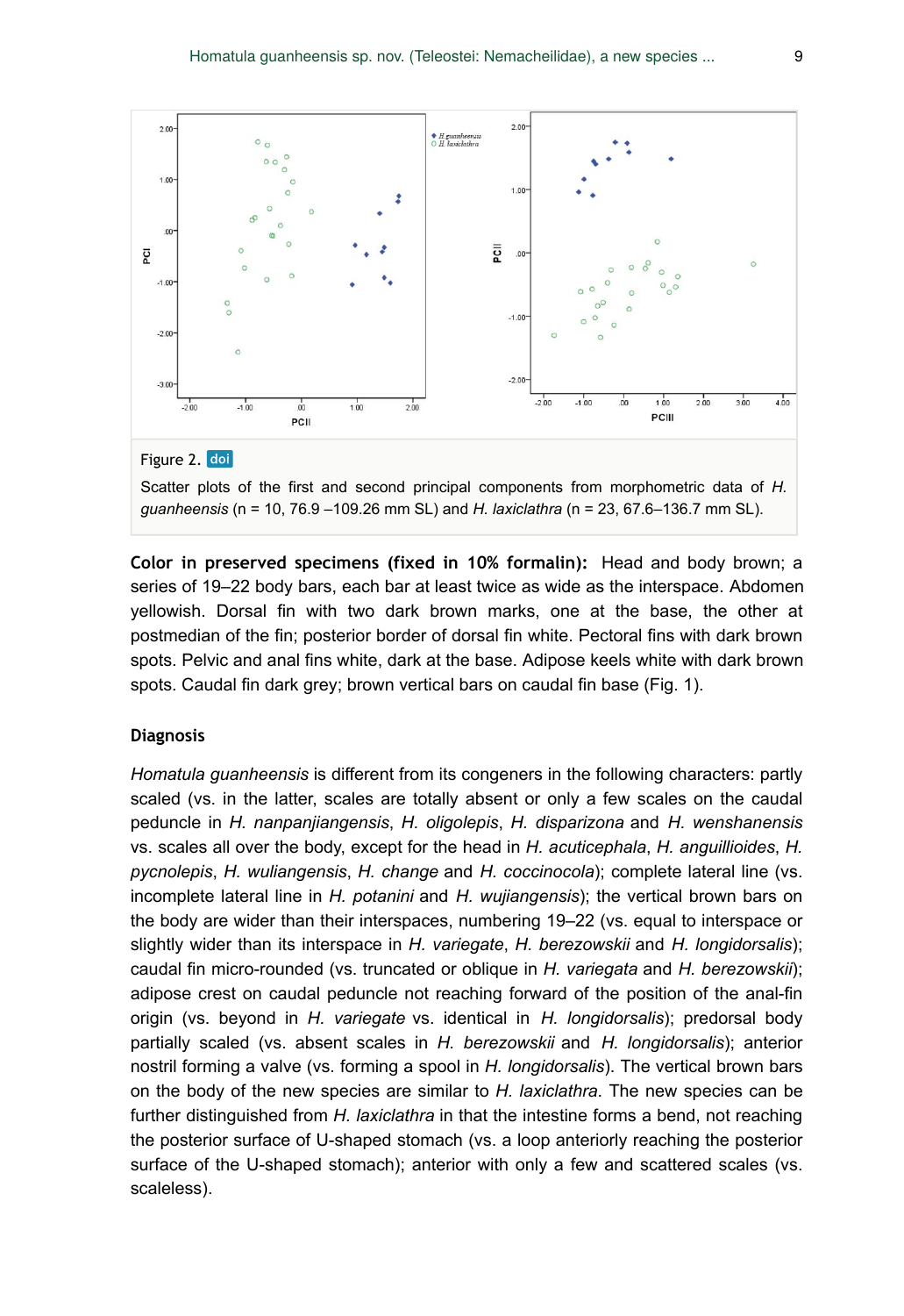Figure 2. doi

Scatter plots of the first and second principal components from morphometric data of *H. guanheensis* (n = 10, 76.9 –109.26 mm SL) and *H. laxiclathra* (n = 23, 67.6–136.7 mm SL).

**Color in preserved specimens (fixed in 10% formalin):** Head and body brown; a series of 19–22 body bars, each bar at least twice as wide as the interspace. Abdomen yellowish. Dorsal fin with two dark brown marks, one at the base, the other at postmedian of the fin; posterior border of dorsal fin white. Pectoral fins with dark brown spots. Pelvic and anal fins white, dark at the base. Adipose keels white with dark brown spots. Caudal fin dark grey; brown vertical bars on caudal fin base (Fig. 1).

## Diagnosis

*Homatula guanheensis* is different from its congeners in the following characters: partly scaled (vs. in the latter, scales are totally absent or only a few scales on the caudal peduncle in *H. nanpanjiangensis*, *H. oligolepis*, *H. disparizona* and *H. wenshanensis* vs. scales all over the body, except for the head in *H. acuticephala*, *H. anguillioides*, *H. pycnolepis*, *H. wuliangensis*, *H. change* and *H. coccinocola*); complete lateral line (vs. incomplete lateral line in *H. potanini* and *H. wujiangensis*); the vertical brown bars on the body are wider than their interspaces, numbering 19–22 (vs. equal to interspace or slightly wider than its interspace in *H. variegate*, *H. berezowskii* and *H. longidorsalis*); caudal fin micro-rounded (vs. truncated or oblique in *H. variegata* and *H. berezowskii*); adipose crest on caudal peduncle not reaching forward of the position of the anal-fin origin (vs. beyond in *H. variegate* vs. identical in *H. longidorsalis*); predorsal body partially scaled (vs. absent scales in *H. berezowskii* and *H. longidorsalis*); anterior nostril forming a valve (vs. forming a spool in *H. longidorsalis*). The vertical brown bars on the body of the new species are similar to *H. laxiclathra*. The new species can be further distinguished from *H. laxiclathra* in that the intestine forms a bend, not reaching the posterior surface of U-shaped stomach (vs. a loop anteriorly reaching the posterior surface of the U-shaped stomach); anterior with only a few and scattered scales (vs. scaleless).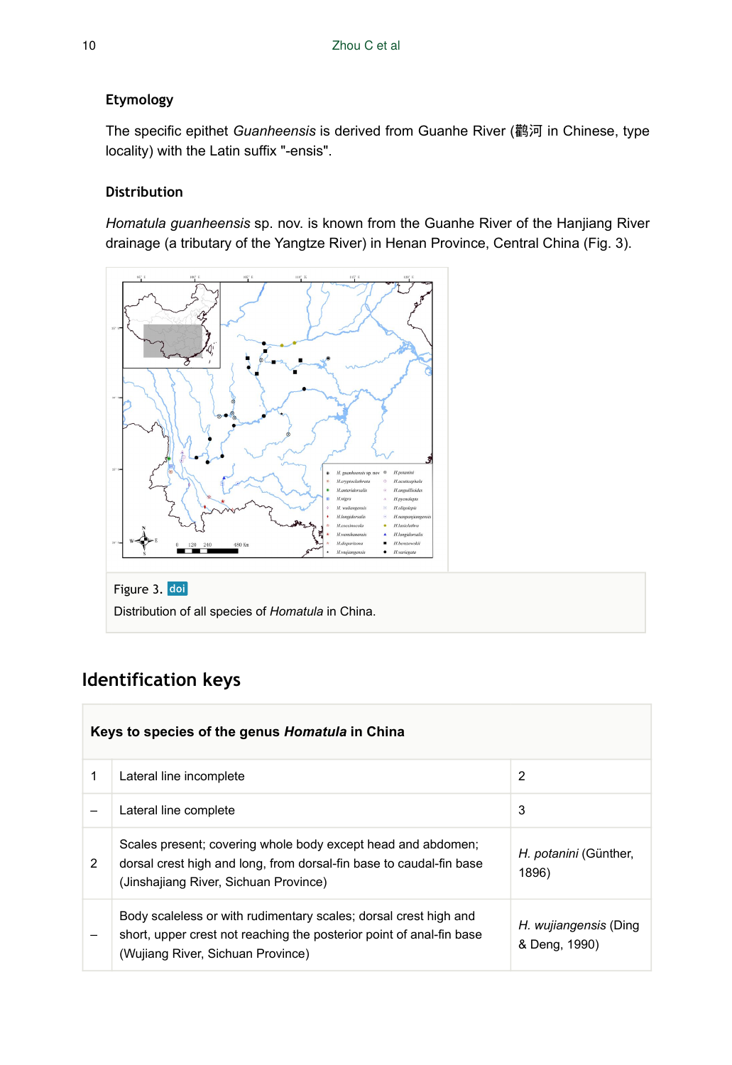### Etymology

The specific epithet *Guanheensis* is derived from Guanhe River (鹳河 in Chinese, type locality) with the Latin suffix "-ensis".

### Distribution

*Homatula guanheensis* sp. nov. is known from the Guanhe River of the Hanjiang River drainage (a tributary of the Yangtze River) in Henan Province, Central China (Fig. 3).

Figure 3. doi

Distribution of all species of *Homatula* in China.

## Identification keys

| Keys to species of the genus ***Homatula*** in China | | |
|---|---|---|
| 1 | Lateral line incomplete | 2 |
| – | Lateral line complete | 3 |
| 2 | Scales present; covering whole body except head and abdomen; dorsal crest high and long, from dorsal-fin base to caudal-fin base (Jinshajiang River, Sichuan Province) | *H. potanini* (Günther, 1896) |
| – | Body scaleless or with rudimentary scales; dorsal crest high and short, upper crest not reaching the posterior point of anal-fin base (Wujiang River, Sichuan Province) | *H. wujiangensis* (Ding & Deng, 1990) |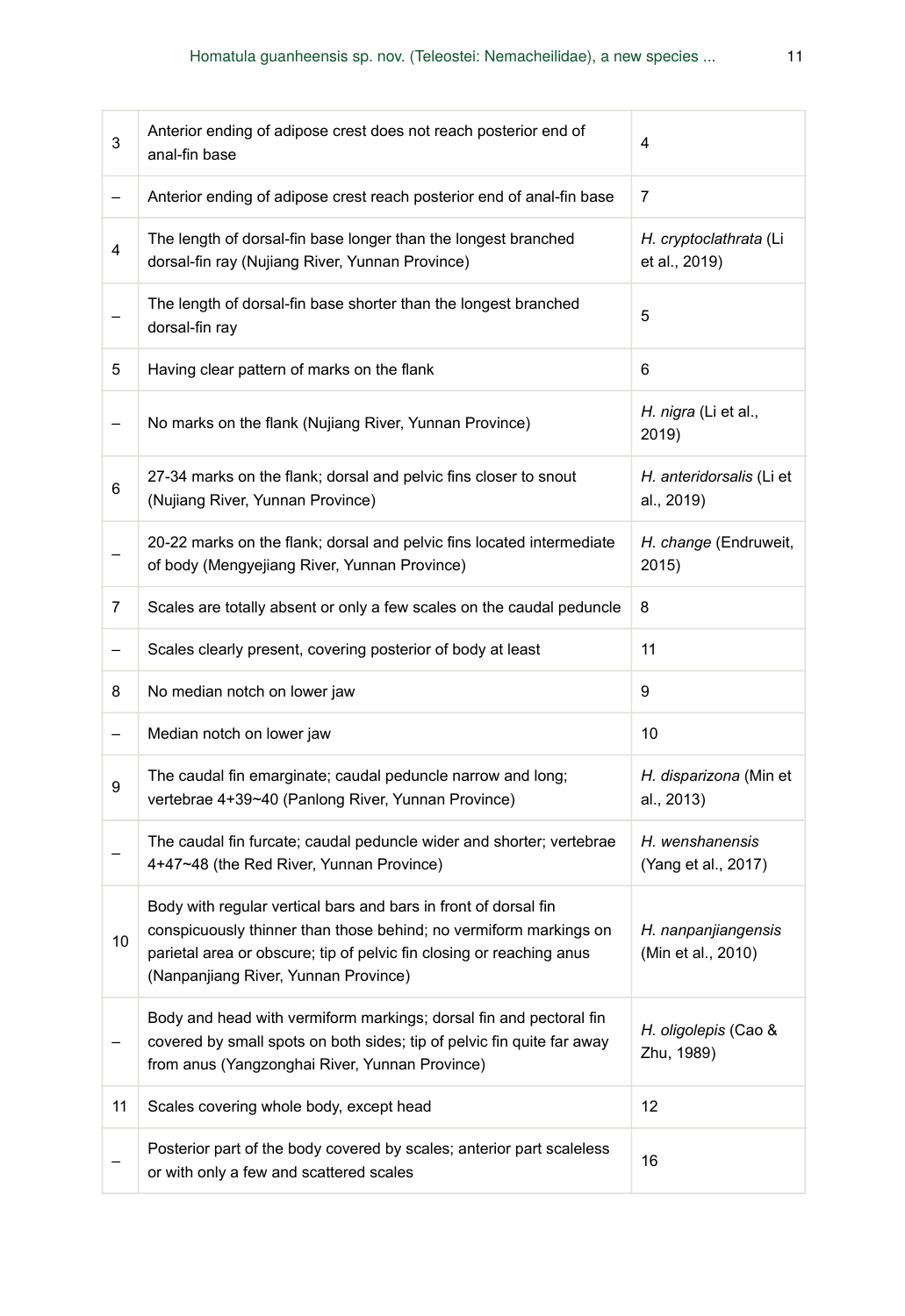| | | |
|---|---|---|
| 3 | Anterior ending of adipose crest does not reach posterior end of anal-fin base | 4 |
| – | Anterior ending of adipose crest reach posterior end of anal-fin base | 7 |
| 4 | The length of dorsal-fin base longer than the longest branched dorsal-fin ray (Nujiang River, Yunnan Province) | *H. cryptoclathrata* (Li et al., 2019) |
| – | The length of dorsal-fin base shorter than the longest branched dorsal-fin ray | 5 |
| 5 | Having clear pattern of marks on the flank | 6 |
| – | No marks on the flank (Nujiang River, Yunnan Province) | *H. nigra* (Li et al., 2019) |
| 6 | 27-34 marks on the flank; dorsal and pelvic fins closer to snout (Nujiang River, Yunnan Province) | *H. anteridorsalis* (Li et al., 2019) |
| – | 20-22 marks on the flank; dorsal and pelvic fins located intermediate of body (Mengyejiang River, Yunnan Province) | *H. change* (Endruweit, 2015) |
| 7 | Scales are totally absent or only a few scales on the caudal peduncle | 8 |
| – | Scales clearly present, covering posterior of body at least | 11 |
| 8 | No median notch on lower jaw | 9 |
| – | Median notch on lower jaw | 10 |
| 9 | The caudal fin emarginate; caudal peduncle narrow and long; vertebrae 4+39~40 (Panlong River, Yunnan Province) | *H. disparizona* (Min et al., 2013) |
| – | The caudal fin furcate; caudal peduncle wider and shorter; vertebrae 4+47~48 (the Red River, Yunnan Province) | *H. wenshanensis* (Yang et al., 2017) |
| 10 | Body with regular vertical bars and bars in front of dorsal fin conspicuously thinner than those behind; no vermiform markings on parietal area or obscure; tip of pelvic fin closing or reaching anus (Nanpanjiang River, Yunnan Province) | *H. nanpanjiangensis* (Min et al., 2010) |
| – | Body and head with vermiform markings; dorsal fin and pectoral fin covered by small spots on both sides; tip of pelvic fin quite far away from anus (Yangzonghai River, Yunnan Province) | *H. oligolepis* (Cao & Zhu, 1989) |
| 11 | Scales covering whole body, except head | 12 |
| – | Posterior part of the body covered by scales; anterior part scaleless or with only a few and scattered scales | 16 |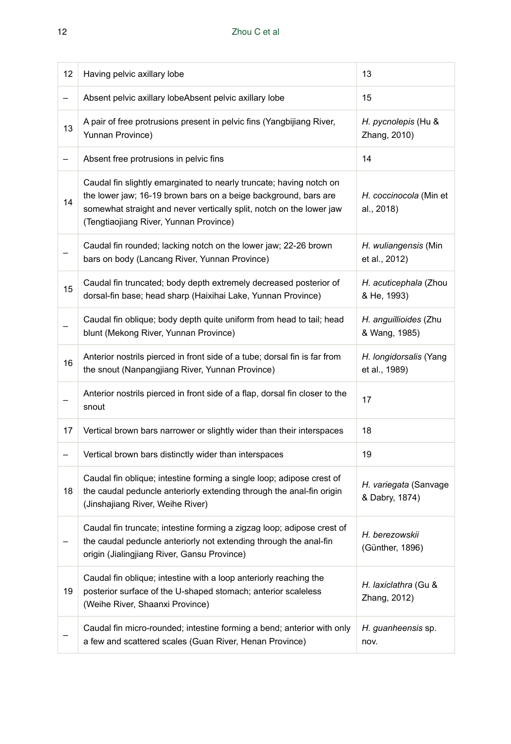| | | |
|---|---|---|
| 12 | Having pelvic axillary lobe | 13 |
| – | Absent pelvic axillary lobeAbsent pelvic axillary lobe | 15 |
| 13 | A pair of free protrusions present in pelvic fins (Yangbijiang River, Yunnan Province) | *H. pycnolepis* (Hu & Zhang, 2010) |
| – | Absent free protrusions in pelvic fins | 14 |
| 14 | Caudal fin slightly emarginated to nearly truncate; having notch on the lower jaw; 16-19 brown bars on a beige background, bars are somewhat straight and never vertically split, notch on the lower jaw (Tengtiaojiang River, Yunnan Province) | *H. coccinocola* (Min et al., 2018) |
| – | Caudal fin rounded; lacking notch on the lower jaw; 22-26 brown bars on body (Lancang River, Yunnan Province) | *H. wuliangensis* (Min et al., 2012) |
| 15 | Caudal fin truncated; body depth extremely decreased posterior of dorsal-fin base; head sharp (Haixihai Lake, Yunnan Province) | *H. acuticephala* (Zhou & He, 1993) |
| – | Caudal fin oblique; body depth quite uniform from head to tail; head blunt (Mekong River, Yunnan Province) | *H. anguillioides* (Zhu & Wang, 1985) |
| 16 | Anterior nostrils pierced in front side of a tube; dorsal fin is far from the snout (Nanpangjiang River, Yunnan Province) | *H. longidorsalis* (Yang et al., 1989) |
| – | Anterior nostrils pierced in front side of a flap, dorsal fin closer to the snout | 17 |
| 17 | Vertical brown bars narrower or slightly wider than their interspaces | 18 |
| – | Vertical brown bars distinctly wider than interspaces | 19 |
| 18 | Caudal fin oblique; intestine forming a single loop; adipose crest of the caudal peduncle anteriorly extending through the anal-fin origin (Jinshajiang River, Weihe River) | *H. variegata* (Sanvage & Dabry, 1874) |
| – | Caudal fin truncate; intestine forming a zigzag loop; adipose crest of the caudal peduncle anteriorly not extending through the anal-fin origin (Jialingjiang River, Gansu Province) | *H. berezowskii* (Günther, 1896) |
| 19 | Caudal fin oblique; intestine with a loop anteriorly reaching the posterior surface of the U-shaped stomach; anterior scaleless (Weihe River, Shaanxi Province) | *H. laxiclathra* (Gu & Zhang, 2012) |
| – | Caudal fin micro-rounded; intestine forming a bend; anterior with only a few and scattered scales (Guan River, Henan Province) | *H. guanheensis* sp. nov. |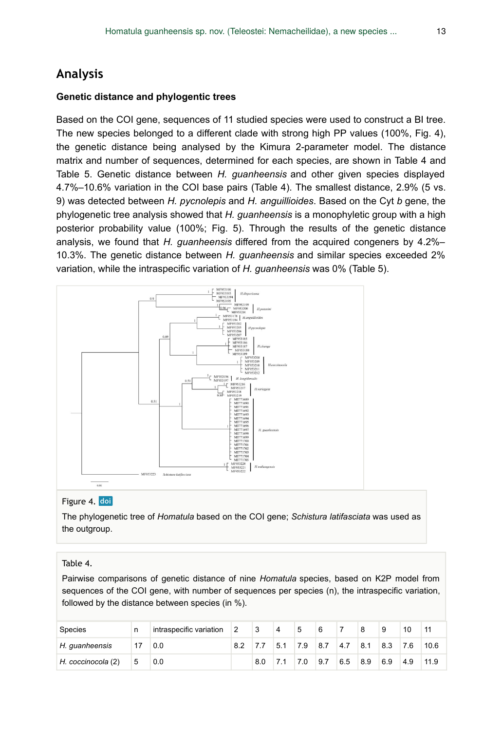## Analysis

### Genetic distance and phylogentic trees

Based on the COI gene, sequences of 11 studied species were used to construct a BI tree. The new species belonged to a different clade with strong high PP values (100%, Fig. 4), the genetic distance being analysed by the Kimura 2-parameter model. The distance matrix and number of sequences, determined for each species, are shown in Table 4 and Table 5. Genetic distance between *H. guanheensis* and other given species displayed 4.7%–10.6% variation in the COI base pairs (Table 4). The smallest distance, 2.9% (5 vs. 9) was detected between *H. pycnolepis* and *H. anguillioides*. Based on the Cyt *b* gene, the phylogenetic tree analysis showed that *H. guanheensis* is a monophyletic group with a high posterior probability value (100%; Fig. 5). Through the results of the genetic distance analysis, we found that *H. guanheensis* differed from the acquired congeners by 4.2%–10.3%. The genetic distance between *H. guanheensis* and similar species exceeded 2% variation, while the intraspecific variation of *H. guanheensis* was 0% (Table 5).

Figure 4. doi

The phylogenetic tree of *Homatula* based on the COI gene; *Schistura latifasciata* was used as the outgroup.

Table 4.

Pairwise comparisons of genetic distance of nine *Homatula* species, based on K2P model from sequences of the COI gene, with number of sequences per species (n), the intraspecific variation, followed by the distance between species (in %).

| Species | n | intraspecific variation | 2 | 3 | 4 | 5 | 6 | 7 | 8 | 9 | 10 | 11 |
|---|---|---|---|---|---|---|---|---|---|---|---|---|
| *H. guanheensis* | 17 | 0.0 | 8.2 | 7.7 | 5.1 | 7.9 | 8.7 | 4.7 | 8.1 | 8.3 | 7.6 | 10.6 |
| *H. coccinocola* (2) | 5 | 0.0 | | 8.0 | 7.1 | 7.0 | 9.7 | 6.5 | 8.9 | 6.9 | 4.9 | 11.9 |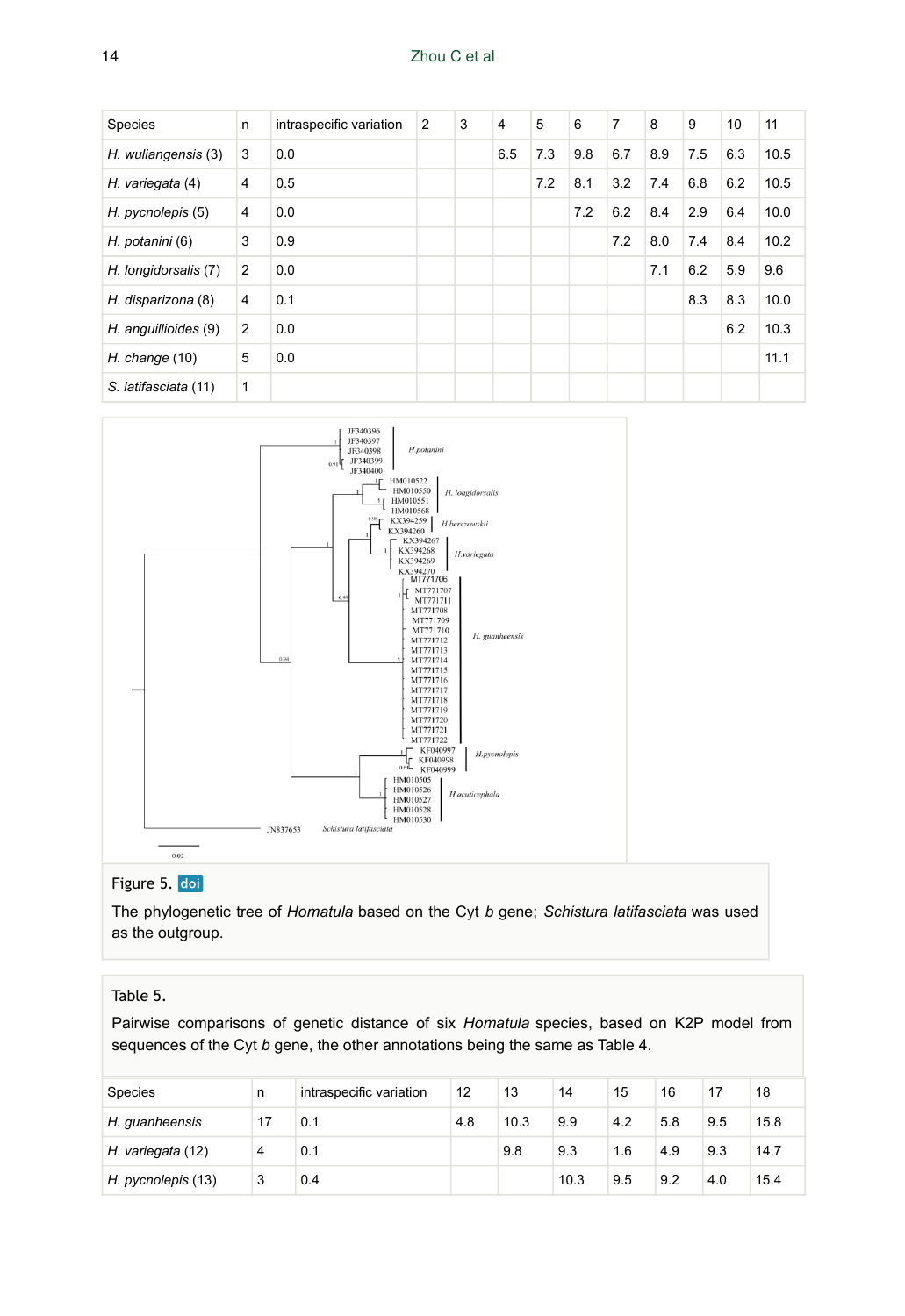| Species | n | intraspecific variation | 2 | 3 | 4 | 5 | 6 | 7 | 8 | 9 | 10 | 11 |
|---|---|---|---|---|---|---|---|---|---|---|---|---|
| *H. wuliangensis* (3) | 3 | 0.0 | | | 6.5 | 7.3 | 9.8 | 6.7 | 8.9 | 7.5 | 6.3 | 10.5 |
| *H. variegata* (4) | 4 | 0.5 | | | | 7.2 | 8.1 | 3.2 | 7.4 | 6.8 | 6.2 | 10.5 |
| *H. pycnolepis* (5) | 4 | 0.0 | | | | | 7.2 | 6.2 | 8.4 | 2.9 | 6.4 | 10.0 |
| *H. potanini* (6) | 3 | 0.9 | | | | | | 7.2 | 8.0 | 7.4 | 8.4 | 10.2 |
| *H. longidorsalis* (7) | 2 | 0.0 | | | | | | | 7.1 | 6.2 | 5.9 | 9.6 |
| *H. disparizona* (8) | 4 | 0.1 | | | | | | | | 8.3 | 8.3 | 10.0 |
| *H. anguillioides* (9) | 2 | 0.0 | | | | | | | | | 6.2 | 10.3 |
| *H. change* (10) | 5 | 0.0 | | | | | | | | | | 11.1 |
| *S. latifasciata* (11) | 1 | | | | | | | | | | | |

Figure 5. doi

The phylogenetic tree of *Homatula* based on the Cyt *b* gene; *Schistura latifasciata* was used as the outgroup.

Table 5.

Pairwise comparisons of genetic distance of six *Homatula* species, based on K2P model from sequences of the Cyt *b* gene, the other annotations being the same as Table 4.

| Species | n | intraspecific variation | 12 | 13 | 14 | 15 | 16 | 17 | 18 |
|---|---|---|---|---|---|---|---|---|---|
| *H. guanheensis* | 17 | 0.1 | 4.8 | 10.3 | 9.9 | 4.2 | 5.8 | 9.5 | 15.8 |
| *H. variegata* (12) | 4 | 0.1 | | 9.8 | 9.3 | 1.6 | 4.9 | 9.3 | 14.7 |
| *H. pycnolepis* (13) | 3 | 0.4 | | | 10.3 | 9.5 | 9.2 | 4.0 | 15.4 |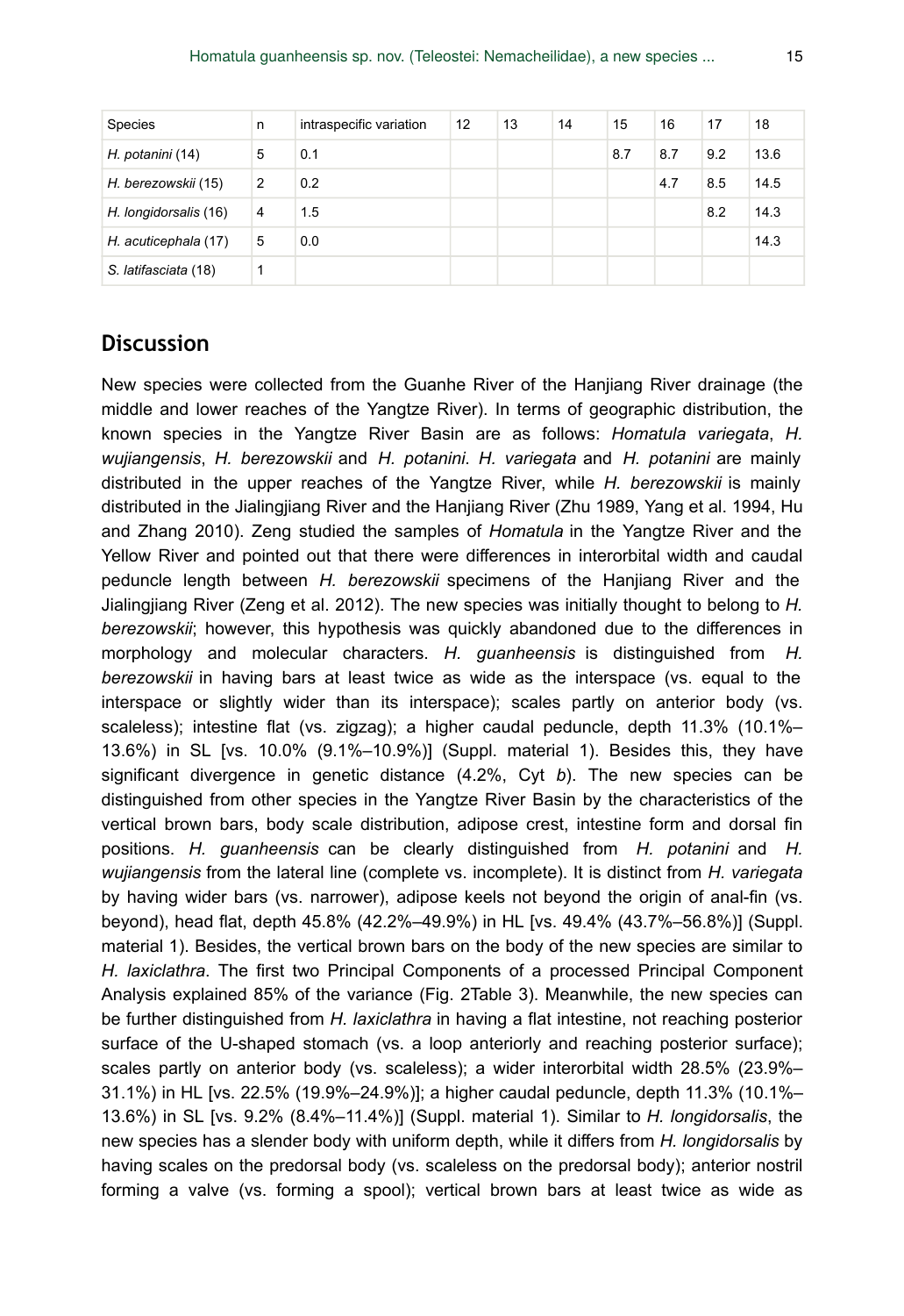| Species | n | intraspecific variation | 12 | 13 | 14 | 15 | 16 | 17 | 18 |
|---|---|---|---|---|---|---|---|---|---|
| *H. potanini* (14) | 5 | 0.1 | | | | 8.7 | 8.7 | 9.2 | 13.6 |
| *H. berezowskii* (15) | 2 | 0.2 | | | | | 4.7 | 8.5 | 14.5 |
| *H. longidorsalis* (16) | 4 | 1.5 | | | | | | 8.2 | 14.3 |
| *H. acuticephala* (17) | 5 | 0.0 | | | | | | | 14.3 |
| *S. latifasciata* (18) | 1 | | | | | | | | |

## Discussion

New species were collected from the Guanhe River of the Hanjiang River drainage (the middle and lower reaches of the Yangtze River). In terms of geographic distribution, the known species in the Yangtze River Basin are as follows: *Homatula variegata*, *H. wujiangensis*, *H. berezowskii* and *H. potanini*. *H. variegata* and *H. potanini* are mainly distributed in the upper reaches of the Yangtze River, while *H. berezowskii* is mainly distributed in the Jialingjiang River and the Hanjiang River (Zhu 1989, Yang et al. 1994, Hu and Zhang 2010). Zeng studied the samples of *Homatula* in the Yangtze River and the Yellow River and pointed out that there were differences in interorbital width and caudal peduncle length between *H. berezowskii* specimens of the Hanjiang River and the Jialingjiang River (Zeng et al. 2012). The new species was initially thought to belong to *H. berezowskii*; however, this hypothesis was quickly abandoned due to the differences in morphology and molecular characters. *H. guanheensis* is distinguished from *H. berezowskii* in having bars at least twice as wide as the interspace (vs. equal to the interspace or slightly wider than its interspace); scales partly on anterior body (vs. scaleless); intestine flat (vs. zigzag); a higher caudal peduncle, depth 11.3% (10.1%–13.6%) in SL [vs. 10.0% (9.1%–10.9%)] (Suppl. material 1). Besides this, they have significant divergence in genetic distance (4.2%, Cyt *b*). The new species can be distinguished from other species in the Yangtze River Basin by the characteristics of the vertical brown bars, body scale distribution, adipose crest, intestine form and dorsal fin positions. *H. guanheensis* can be clearly distinguished from *H. potanini* and *H. wujiangensis* from the lateral line (complete vs. incomplete). It is distinct from *H. variegata* by having wider bars (vs. narrower), adipose keels not beyond the origin of anal-fin (vs. beyond), head flat, depth 45.8% (42.2%–49.9%) in HL [vs. 49.4% (43.7%–56.8%)] (Suppl. material 1). Besides, the vertical brown bars on the body of the new species are similar to *H. laxiclathra*. The first two Principal Components of a processed Principal Component Analysis explained 85% of the variance (Fig. 2Table 3). Meanwhile, the new species can be further distinguished from *H. laxiclathra* in having a flat intestine, not reaching posterior surface of the U-shaped stomach (vs. a loop anteriorly and reaching posterior surface); scales partly on anterior body (vs. scaleless); a wider interorbital width 28.5% (23.9%–31.1%) in HL [vs. 22.5% (19.9%–24.9%)]; a higher caudal peduncle, depth 11.3% (10.1%–13.6%) in SL [vs. 9.2% (8.4%–11.4%)] (Suppl. material 1). Similar to *H. longidorsalis*, the new species has a slender body with uniform depth, while it differs from *H. longidorsalis* by having scales on the predorsal body (vs. scaleless on the predorsal body); anterior nostril forming a valve (vs. forming a spool); vertical brown bars at least twice as wide as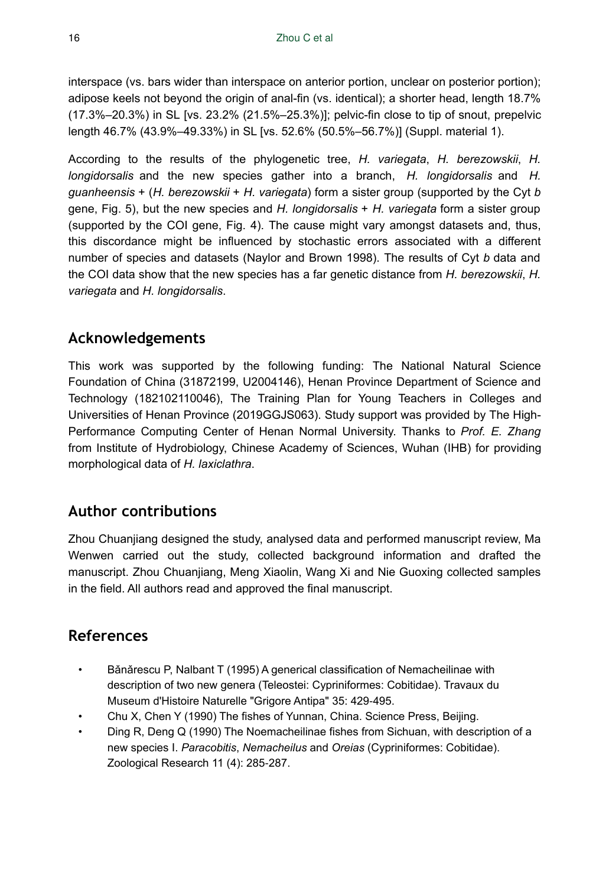interspace (vs. bars wider than interspace on anterior portion, unclear on posterior portion); adipose keels not beyond the origin of anal-fin (vs. identical); a shorter head, length 18.7% (17.3%–20.3%) in SL [vs. 23.2% (21.5%–25.3%)]; pelvic-fin close to tip of snout, prepelvic length 46.7% (43.9%–49.33%) in SL [vs. 52.6% (50.5%–56.7%)] (Suppl. material 1).

According to the results of the phylogenetic tree, *H. variegata*, *H. berezowskii*, *H. longidorsalis* and the new species gather into a branch, *H. longidorsalis* and *H. guanheensis* + (*H. berezowskii* + *H. variegata*) form a sister group (supported by the Cyt *b* gene, Fig. 5), but the new species and *H. longidorsalis* + *H. variegata* form a sister group (supported by the COI gene, Fig. 4). The cause might vary amongst datasets and, thus, this discordance might be influenced by stochastic errors associated with a different number of species and datasets (Naylor and Brown 1998). The results of Cyt *b* data and the COI data show that the new species has a far genetic distance from *H. berezowskii*, *H. variegata* and *H. longidorsalis*.

## Acknowledgements

This work was supported by the following funding: The National Natural Science Foundation of China (31872199, U2004146), Henan Province Department of Science and Technology (182102110046), The Training Plan for Young Teachers in Colleges and Universities of Henan Province (2019GGJS063). Study support was provided by The High-Performance Computing Center of Henan Normal University. Thanks to *Prof. E. Zhang* from Institute of Hydrobiology, Chinese Academy of Sciences, Wuhan (IHB) for providing morphological data of *H. laxiclathra*.

## Author contributions

Zhou Chuanjiang designed the study, analysed data and performed manuscript review, Ma Wenwen carried out the study, collected background information and drafted the manuscript. Zhou Chuanjiang, Meng Xiaolin, Wang Xi and Nie Guoxing collected samples in the field. All authors read and approved the final manuscript.

## References

- Bănărescu P, Nalbant T (1995) A generical classification of Nemacheilinae with description of two new genera (Teleostei: Cypriniformes: Cobitidae). Travaux du Museum d'Histoire Naturelle "Grigore Antipa" 35: 429-495.
- Chu X, Chen Y (1990) The fishes of Yunnan, China. Science Press, Beijing.
- Ding R, Deng Q (1990) The Noemacheilinae fishes from Sichuan, with description of a new species I. *Paracobitis*, *Nemacheilus* and *Oreias* (Cypriniformes: Cobitidae). Zoological Research 11 (4): 285-287.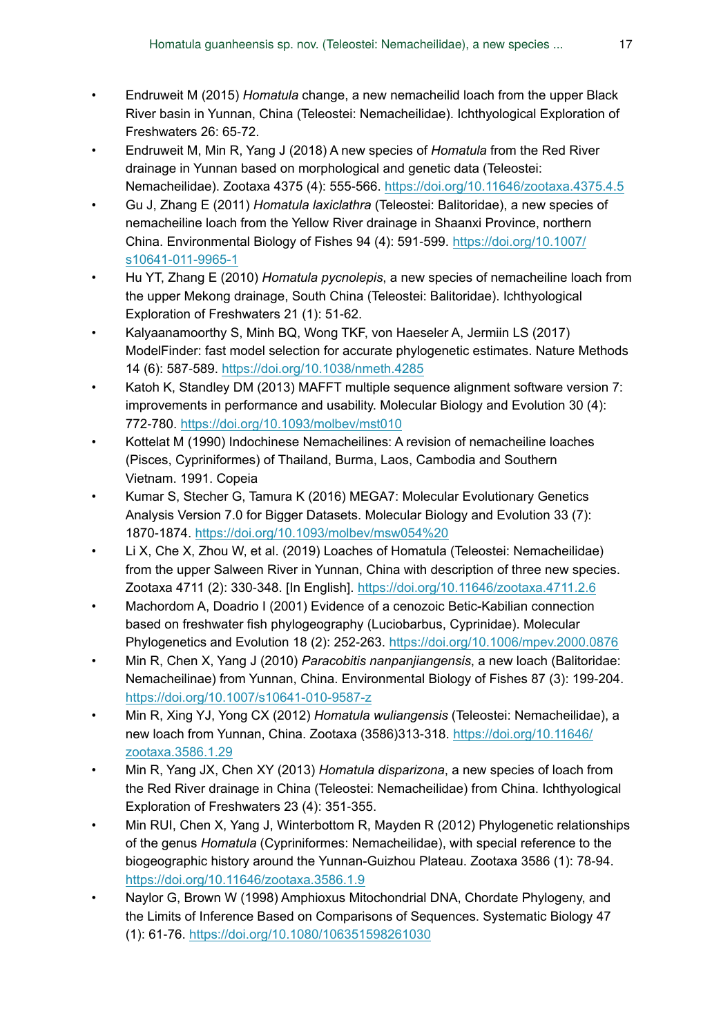- Endruweit M (2015) *Homatula* change, a new nemacheilid loach from the upper Black River basin in Yunnan, China (Teleostei: Nemacheilidae). Ichthyological Exploration of Freshwaters 26: 65-72.
- Endruweit M, Min R, Yang J (2018) A new species of *Homatula* from the Red River drainage in Yunnan based on morphological and genetic data (Teleostei: Nemacheilidae). Zootaxa 4375 (4): 555-566. https://doi.org/10.11646/zootaxa.4375.4.5
- Gu J, Zhang E (2011) *Homatula laxiclathra* (Teleostei: Balitoridae), a new species of nemacheiline loach from the Yellow River drainage in Shaanxi Province, northern China. Environmental Biology of Fishes 94 (4): 591-599. https://doi.org/10.1007/s10641-011-9965-1
- Hu YT, Zhang E (2010) *Homatula pycnolepis*, a new species of nemacheiline loach from the upper Mekong drainage, South China (Teleostei: Balitoridae). Ichthyological Exploration of Freshwaters 21 (1): 51-62.
- Kalyaanamoorthy S, Minh BQ, Wong TKF, von Haeseler A, Jermiin LS (2017) ModelFinder: fast model selection for accurate phylogenetic estimates. Nature Methods 14 (6): 587-589. https://doi.org/10.1038/nmeth.4285
- Katoh K, Standley DM (2013) MAFFT multiple sequence alignment software version 7: improvements in performance and usability. Molecular Biology and Evolution 30 (4): 772-780. https://doi.org/10.1093/molbev/mst010
- Kottelat M (1990) Indochinese Nemacheilines: A revision of nemacheiline loaches (Pisces, Cypriniformes) of Thailand, Burma, Laos, Cambodia and Southern Vietnam. 1991. Copeia
- Kumar S, Stecher G, Tamura K (2016) MEGA7: Molecular Evolutionary Genetics Analysis Version 7.0 for Bigger Datasets. Molecular Biology and Evolution 33 (7): 1870-1874. https://doi.org/10.1093/molbev/msw054%20
- Li X, Che X, Zhou W, et al. (2019) Loaches of Homatula (Teleostei: Nemacheilidae) from the upper Salween River in Yunnan, China with description of three new species. Zootaxa 4711 (2): 330-348. [In English]. https://doi.org/10.11646/zootaxa.4711.2.6
- Machordom A, Doadrio I (2001) Evidence of a cenozoic Betic-Kabilian connection based on freshwater fish phylogeography (Luciobarbus, Cyprinidae). Molecular Phylogenetics and Evolution 18 (2): 252-263. https://doi.org/10.1006/mpev.2000.0876
- Min R, Chen X, Yang J (2010) *Paracobitis nanpanjiangensis*, a new loach (Balitoridae: Nemacheilinae) from Yunnan, China. Environmental Biology of Fishes 87 (3): 199-204. https://doi.org/10.1007/s10641-010-9587-z
- Min R, Xing YJ, Yong CX (2012) *Homatula wuliangensis* (Teleostei: Nemacheilidae), a new loach from Yunnan, China. Zootaxa (3586)313-318. https://doi.org/10.11646/zootaxa.3586.1.29
- Min R, Yang JX, Chen XY (2013) *Homatula disparizona*, a new species of loach from the Red River drainage in China (Teleostei: Nemacheilidae) from China. Ichthyological Exploration of Freshwaters 23 (4): 351-355.
- Min RUI, Chen X, Yang J, Winterbottom R, Mayden R (2012) Phylogenetic relationships of the genus *Homatula* (Cypriniformes: Nemacheilidae), with special reference to the biogeographic history around the Yunnan-Guizhou Plateau. Zootaxa 3586 (1): 78-94. https://doi.org/10.11646/zootaxa.3586.1.9
- Naylor G, Brown W (1998) Amphioxus Mitochondrial DNA, Chordate Phylogeny, and the Limits of Inference Based on Comparisons of Sequences. Systematic Biology 47 (1): 61-76. https://doi.org/10.1080/106351598261030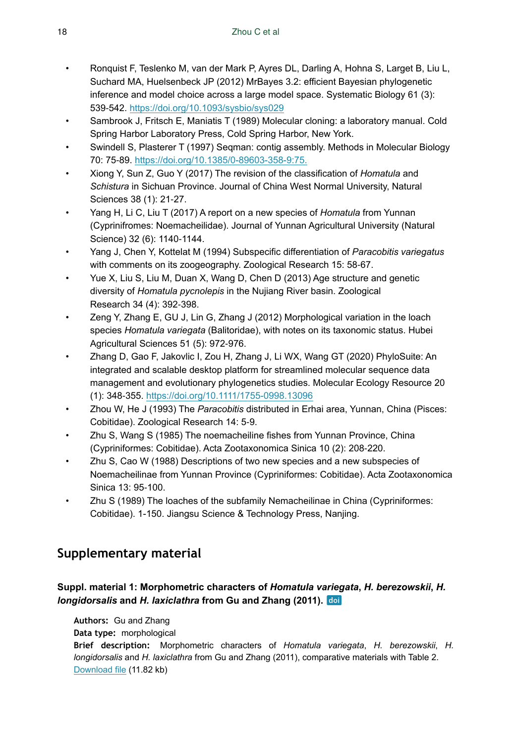- Ronquist F, Teslenko M, van der Mark P, Ayres DL, Darling A, Hohna S, Larget B, Liu L, Suchard MA, Huelsenbeck JP (2012) MrBayes 3.2: efficient Bayesian phylogenetic inference and model choice across a large model space. Systematic Biology 61 (3): 539-542. https://doi.org/10.1093/sysbio/sys029
- Sambrook J, Fritsch E, Maniatis T (1989) Molecular cloning: a laboratory manual. Cold Spring Harbor Laboratory Press, Cold Spring Harbor, New York.
- Swindell S, Plasterer T (1997) Seqman: contig assembly. Methods in Molecular Biology 70: 75-89. https://doi.org/10.1385/0-89603-358-9:75.
- Xiong Y, Sun Z, Guo Y (2017) The revision of the classification of *Homatula* and *Schistura* in Sichuan Province. Journal of China West Normal University, Natural Sciences 38 (1): 21-27.
- Yang H, Li C, Liu T (2017) A report on a new species of *Homatula* from Yunnan (Cyprinifromes: Noemacheilidae). Journal of Yunnan Agricultural University (Natural Science) 32 (6): 1140-1144.
- Yang J, Chen Y, Kottelat M (1994) Subspecific differentiation of *Paracobitis variegatus* with comments on its zoogeography. Zoological Research 15: 58-67.
- Yue X, Liu S, Liu M, Duan X, Wang D, Chen D (2013) Age structure and genetic diversity of *Homatula pycnolepis* in the Nujiang River basin. Zoological Research 34 (4): 392-398.
- Zeng Y, Zhang E, GU J, Lin G, Zhang J (2012) Morphological variation in the loach species *Homatula variegata* (Balitoridae), with notes on its taxonomic status. Hubei Agricultural Sciences 51 (5): 972-976.
- Zhang D, Gao F, Jakovlic I, Zou H, Zhang J, Li WX, Wang GT (2020) PhyloSuite: An integrated and scalable desktop platform for streamlined molecular sequence data management and evolutionary phylogenetics studies. Molecular Ecology Resource 20 (1): 348-355. https://doi.org/10.1111/1755-0998.13096
- Zhou W, He J (1993) The *Paracobitis* distributed in Erhai area, Yunnan, China (Pisces: Cobitidae). Zoological Research 14: 5-9.
- Zhu S, Wang S (1985) The noemacheiline fishes from Yunnan Province, China (Cypriniformes: Cobitidae). Acta Zootaxonomica Sinica 10 (2): 208-220.
- Zhu S, Cao W (1988) Descriptions of two new species and a new subspecies of Noemacheilinae from Yunnan Province (Cypriniformes: Cobitidae). Acta Zootaxonomica Sinica 13: 95-100.
- Zhu S (1989) The loaches of the subfamily Nemacheilinae in China (Cypriniformes: Cobitidae). 1-150. Jiangsu Science & Technology Press, Nanjing.

## Supplementary material

### Suppl. material 1: Morphometric characters of *Homatula variegata*, *H. berezowskii*, *H. longidorsalis* and *H. laxiclathra* from Gu and Zhang (2011). doi

**Authors:** Gu and Zhang
**Data type:** morphological
**Brief description:** Morphometric characters of *Homatula variegata*, *H. berezowskii*, *H. longidorsalis* and *H. laxiclathra* from Gu and Zhang (2011), comparative materials with Table 2.
Download file (11.82 kb)